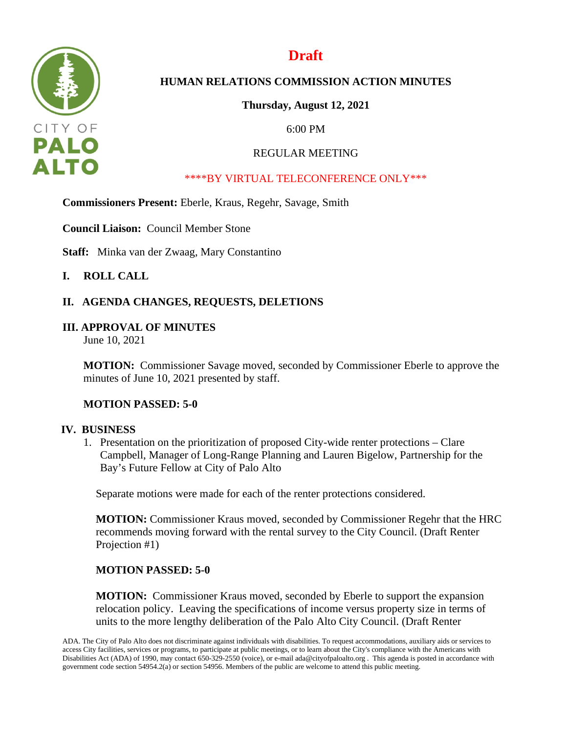# Draft

## HUMAN RELATIONS COMMISSION ACTION MINUTES

**Thursday, August 12, 2021**

6:00 PM

REGULAR MEETING

****BY VIRTUAL TELECONFERENCE ONLY***

**Commissioners Present:** Eberle, Kraus, Regehr, Savage, Smith

**Council Liaison:** Council Member Stone

**Staff:** Minka van der Zwaag, Mary Constantino

## I. ROLL CALL

## II. AGENDA CHANGES, REQUESTS, DELETIONS

## III. APPROVAL OF MINUTES

June 10, 2021

**MOTION:** Commissioner Savage moved, seconded by Commissioner Eberle to approve the minutes of June 10, 2021 presented by staff.

**MOTION PASSED: 5-0**

## IV. BUSINESS

1. Presentation on the prioritization of proposed City-wide renter protections – Clare Campbell, Manager of Long-Range Planning and Lauren Bigelow, Partnership for the Bay's Future Fellow at City of Palo Alto

Separate motions were made for each of the renter protections considered.

**MOTION:** Commissioner Kraus moved, seconded by Commissioner Regehr that the HRC recommends moving forward with the rental survey to the City Council. (Draft Renter Projection #1)

**MOTION PASSED: 5-0**

**MOTION:** Commissioner Kraus moved, seconded by Eberle to support the expansion relocation policy. Leaving the specifications of income versus property size in terms of units to the more lengthy deliberation of the Palo Alto City Council. (Draft Renter

ADA. The City of Palo Alto does not discriminate against individuals with disabilities. To request accommodations, auxiliary aids or services to access City facilities, services or programs, to participate at public meetings, or to learn about the City's compliance with the Americans with Disabilities Act (ADA) of 1990, may contact 650-329-2550 (voice), or e-mail ada@cityofpaloalto.org . This agenda is posted in accordance with government code section 54954.2(a) or section 54956. Members of the public are welcome to attend this public meeting.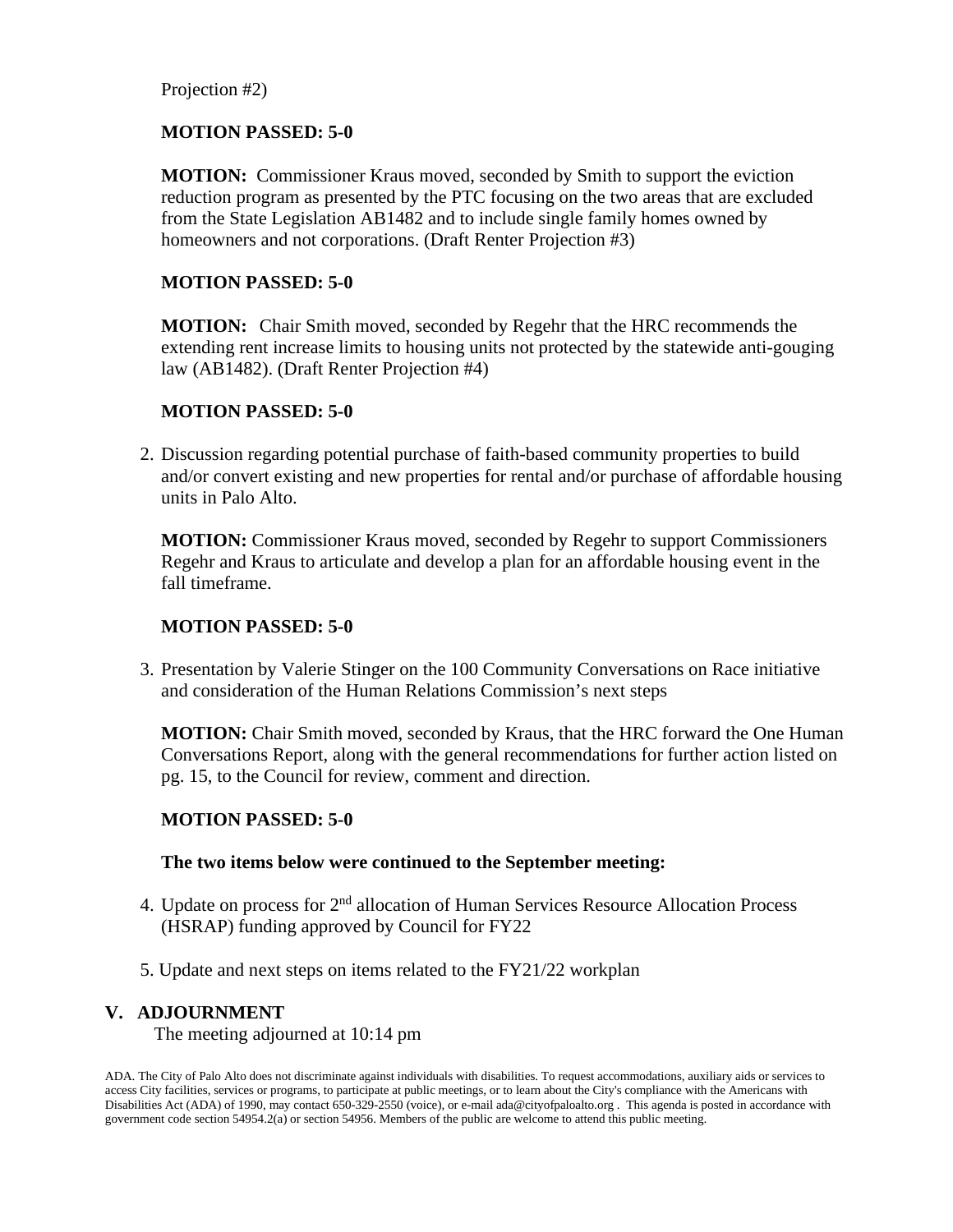Projection #2)

**MOTION PASSED: 5-0**

**MOTION:** Commissioner Kraus moved, seconded by Smith to support the eviction reduction program as presented by the PTC focusing on the two areas that are excluded from the State Legislation AB1482 and to include single family homes owned by homeowners and not corporations. (Draft Renter Projection #3)

**MOTION PASSED: 5-0**

**MOTION:** Chair Smith moved, seconded by Regehr that the HRC recommends the extending rent increase limits to housing units not protected by the statewide anti-gouging law (AB1482). (Draft Renter Projection #4)

**MOTION PASSED: 5-0**

2. Discussion regarding potential purchase of faith-based community properties to build and/or convert existing and new properties for rental and/or purchase of affordable housing units in Palo Alto.

   **MOTION:** Commissioner Kraus moved, seconded by Regehr to support Commissioners Regehr and Kraus to articulate and develop a plan for an affordable housing event in the fall timeframe.

   **MOTION PASSED: 5-0**

3. Presentation by Valerie Stinger on the 100 Community Conversations on Race initiative and consideration of the Human Relations Commission's next steps

   **MOTION:** Chair Smith moved, seconded by Kraus, that the HRC forward the One Human Conversations Report, along with the general recommendations for further action listed on pg. 15, to the Council for review, comment and direction.

   **MOTION PASSED: 5-0**

   **The two items below were continued to the September meeting:**

4. Update on process for 2nd allocation of Human Services Resource Allocation Process (HSRAP) funding approved by Council for FY22

5. Update and next steps on items related to the FY21/22 workplan

## V. ADJOURNMENT

The meeting adjourned at 10:14 pm

ADA. The City of Palo Alto does not discriminate against individuals with disabilities. To request accommodations, auxiliary aids or services to access City facilities, services or programs, to participate at public meetings, or to learn about the City's compliance with the Americans with Disabilities Act (ADA) of 1990, may contact 650-329-2550 (voice), or e-mail ada@cityofpaloalto.org . This agenda is posted in accordance with government code section 54954.2(a) or section 54956. Members of the public are welcome to attend this public meeting.